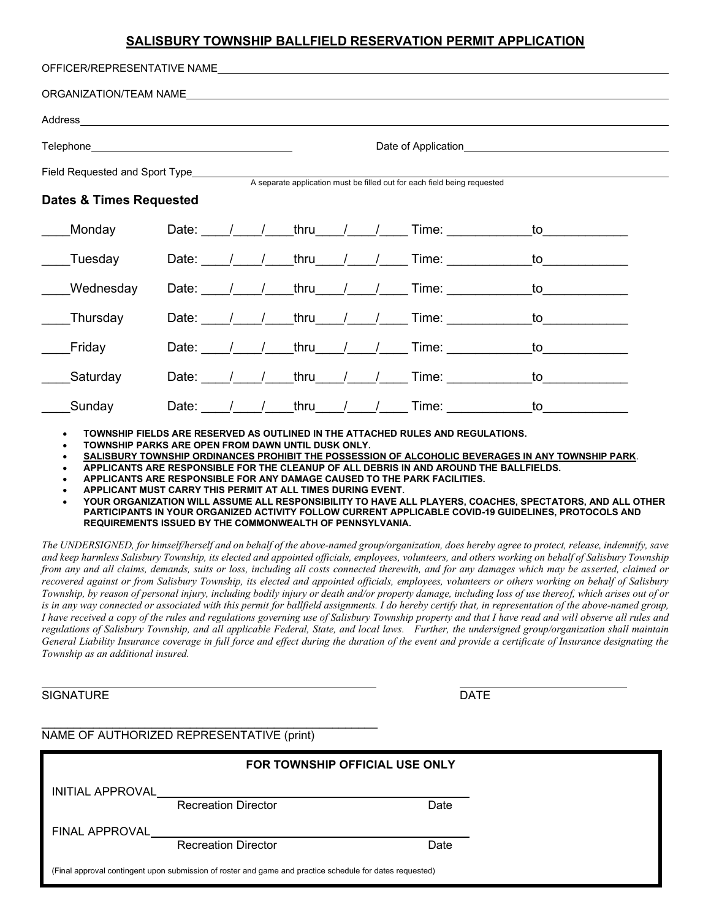# SALISBURY TOWNSHIP BALLFIELD RESERVATION PERMIT APPLICATION

OFFICER/REPRESENTATIVE NAME\_\_\_\_\_\_\_\_\_\_\_\_\_\_\_\_\_\_\_\_\_\_\_\_\_\_\_\_\_\_\_\_\_\_\_\_\_\_\_\_\_\_\_\_

ORGANIZATION/TEAM NAME\_\_\_\_\_\_\_\_\_\_\_\_\_\_\_\_\_\_\_\_\_\_\_\_\_\_\_\_\_\_\_\_\_\_\_\_\_\_\_\_\_\_\_\_\_\_\_\_

Address\_\_\_\_\_\_\_\_\_\_\_\_\_\_\_\_\_\_\_\_\_\_\_\_\_\_\_\_\_\_\_\_\_\_\_\_\_\_\_\_\_\_\_\_\_\_\_\_\_\_\_\_\_\_\_\_\_\_\_\_\_\_\_\_\_\_\_\_

Telephone\_\_\_\_\_\_\_\_\_\_\_\_\_\_\_\_\_\_\_\_\_\_\_\_\_\_\_\_ Date of Application\_\_\_\_\_\_\_\_\_\_\_\_\_\_\_\_\_\_\_\_\_\_\_\_\_\_\_\_

Field Requested and Sport Type\_\_\_\_\_\_\_\_\_\_\_\_\_\_\_\_\_\_\_\_\_\_\_\_\_\_\_\_\_\_\_\_\_\_\_\_\_\_\_\_\_\_\_\_\_\_\_\_\_\_\_\_

A separate application must be filled out for each field being requested

## Dates & Times Requested

\_\_\_\_Monday Date: \_\_\_\_/\_\_\_\_/\_\_\_\_thru\_\_\_\_/\_\_\_\_/\_\_\_\_ Time: \_\_\_\_\_\_\_\_\_\_\_\_to\_\_\_\_\_\_\_\_\_\_\_\_

\_\_\_\_Tuesday Date: \_\_\_\_/\_\_\_\_/\_\_\_\_thru\_\_\_\_/\_\_\_\_/\_\_\_\_ Time: \_\_\_\_\_\_\_\_\_\_\_\_to\_\_\_\_\_\_\_\_\_\_\_\_

\_\_\_\_Wednesday Date: \_\_\_\_/\_\_\_\_/\_\_\_\_thru\_\_\_\_/\_\_\_\_/\_\_\_\_ Time: \_\_\_\_\_\_\_\_\_\_\_\_to\_\_\_\_\_\_\_\_\_\_\_\_

\_\_\_\_Thursday Date: \_\_\_\_/\_\_\_\_/\_\_\_\_thru\_\_\_\_/\_\_\_\_/\_\_\_\_ Time: \_\_\_\_\_\_\_\_\_\_\_\_to\_\_\_\_\_\_\_\_\_\_\_\_

\_\_\_\_Friday Date: \_\_\_\_/\_\_\_\_/\_\_\_\_thru\_\_\_\_/\_\_\_\_/\_\_\_\_ Time: \_\_\_\_\_\_\_\_\_\_\_\_to\_\_\_\_\_\_\_\_\_\_\_\_

\_\_\_\_Saturday Date: \_\_\_\_/\_\_\_\_/\_\_\_\_thru\_\_\_\_/\_\_\_\_/\_\_\_\_ Time: \_\_\_\_\_\_\_\_\_\_\_\_to\_\_\_\_\_\_\_\_\_\_\_\_

\_\_\_\_Sunday Date: \_\_\_\_/\_\_\_\_/\_\_\_\_thru\_\_\_\_/\_\_\_\_/\_\_\_\_ Time: \_\_\_\_\_\_\_\_\_\_\_\_to\_\_\_\_\_\_\_\_\_\_\_\_

- **TOWNSHIP FIELDS ARE RESERVED AS OUTLINED IN THE ATTACHED RULES AND REGULATIONS.**
- **TOWNSHIP PARKS ARE OPEN FROM DAWN UNTIL DUSK ONLY.**
- **SALISBURY TOWNSHIP ORDINANCES PROHIBIT THE POSSESSION OF ALCOHOLIC BEVERAGES IN ANY TOWNSHIP PARK.**
- **APPLICANTS ARE RESPONSIBLE FOR THE CLEANUP OF ALL DEBRIS IN AND AROUND THE BALLFIELDS.**
- **APPLICANTS ARE RESPONSIBLE FOR ANY DAMAGE CAUSED TO THE PARK FACILITIES.**
- **APPLICANT MUST CARRY THIS PERMIT AT ALL TIMES DURING EVENT.**
- **YOUR ORGANIZATION WILL ASSUME ALL RESPONSIBILITY TO HAVE ALL PLAYERS, COACHES, SPECTATORS, AND ALL OTHER PARTICIPANTS IN YOUR ORGANIZED ACTIVITY FOLLOW CURRENT APPLICABLE COVID-19 GUIDELINES, PROTOCOLS AND REQUIREMENTS ISSUED BY THE COMMONWEALTH OF PENNSYLVANIA.**

*The UNDERSIGNED, for himself/herself and on behalf of the above-named group/organization, does hereby agree to protect, release, indemnify, save and keep harmless Salisbury Township, its elected and appointed officials, employees, volunteers, and others working on behalf of Salisbury Township from any and all claims, demands, suits or loss, including all costs connected therewith, and for any damages which may be asserted, claimed or recovered against or from Salisbury Township, its elected and appointed officials, employees, volunteers or others working on behalf of Salisbury Township, by reason of personal injury, including bodily injury or death and/or property damage, including loss of use thereof, which arises out of or is in any way connected or associated with this permit for ballfield assignments. I do hereby certify that, in representation of the above-named group, I have received a copy of the rules and regulations governing use of Salisbury Township property and that I have read and will observe all rules and regulations of Salisbury Township, and all applicable Federal, State, and local laws. Further, the undersigned group/organization shall maintain General Liability Insurance coverage in full force and effect during the duration of the event and provide a certificate of Insurance designating the Township as an additional insured.*

\_\_\_\_\_\_\_\_\_\_\_\_\_\_\_\_\_\_\_\_\_\_\_\_\_\_\_\_\_\_\_\_\_\_\_\_\_\_\_\_ \_\_\_\_\_\_\_\_\_\_\_\_\_\_\_\_\_\_\_\_\_\_\_\_

SIGNATURE DATE

\_\_\_\_\_\_\_\_\_\_\_\_\_\_\_\_\_\_\_\_\_\_\_\_\_\_\_\_\_\_\_\_\_\_\_\_\_\_\_\_

NAME OF AUTHORIZED REPRESENTATIVE (print)

**FOR TOWNSHIP OFFICIAL USE ONLY**

INITIAL APPROVAL\_\_\_\_\_\_\_\_\_\_\_\_\_\_\_\_\_\_\_\_\_\_\_\_\_\_\_\_\_\_\_\_\_\_\_\_\_\_\_\_

Recreation Director Date

FINAL APPROVAL\_\_\_\_\_\_\_\_\_\_\_\_\_\_\_\_\_\_\_\_\_\_\_\_\_\_\_\_\_\_\_\_\_\_\_\_\_\_\_\_

Recreation Director Date

(Final approval contingent upon submission of roster and game and practice schedule for dates requested)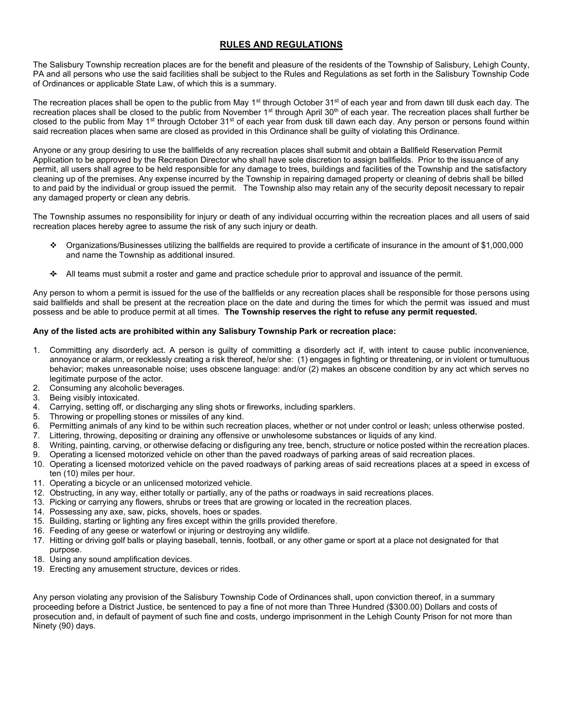## RULES AND REGULATIONS

The Salisbury Township recreation places are for the benefit and pleasure of the residents of the Township of Salisbury, Lehigh County, PA and all persons who use the said facilities shall be subject to the Rules and Regulations as set forth in the Salisbury Township Code of Ordinances or applicable State Law, of which this is a summary.

The recreation places shall be open to the public from May 1st through October 31st of each year and from dawn till dusk each day. The recreation places shall be closed to the public from November 1st through April 30th of each year. The recreation places shall further be closed to the public from May 1st through October 31st of each year from dusk till dawn each day. Any person or persons found within said recreation places when same are closed as provided in this Ordinance shall be guilty of violating this Ordinance.

Anyone or any group desiring to use the ballfields of any recreation places shall submit and obtain a Ballfield Reservation Permit Application to be approved by the Recreation Director who shall have sole discretion to assign ballfields. Prior to the issuance of any permit, all users shall agree to be held responsible for any damage to trees, buildings and facilities of the Township and the satisfactory cleaning up of the premises. Any expense incurred by the Township in repairing damaged property or cleaning of debris shall be billed to and paid by the individual or group issued the permit. The Township also may retain any of the security deposit necessary to repair any damaged property or clean any debris.

The Township assumes no responsibility for injury or death of any individual occurring within the recreation places and all users of said recreation places hereby agree to assume the risk of any such injury or death.

- Organizations/Businesses utilizing the ballfields are required to provide a certificate of insurance in the amount of $1,000,000 and name the Township as additional insured.
- All teams must submit a roster and game and practice schedule prior to approval and issuance of the permit.

Any person to whom a permit is issued for the use of the ballfields or any recreation places shall be responsible for those persons using said ballfields and shall be present at the recreation place on the date and during the times for which the permit was issued and must possess and be able to produce permit at all times. **The Township reserves the right to refuse any permit requested.**

**Any of the listed acts are prohibited within any Salisbury Township Park or recreation place:**

1. Committing any disorderly act. A person is guilty of committing a disorderly act if, with intent to cause public inconvenience, annoyance or alarm, or recklessly creating a risk thereof, he/or she: (1) engages in fighting or threatening, or in violent or tumultuous behavior; makes unreasonable noise; uses obscene language: and/or (2) makes an obscene condition by any act which serves no legitimate purpose of the actor.
2. Consuming any alcoholic beverages.
3. Being visibly intoxicated.
4. Carrying, setting off, or discharging any sling shots or fireworks, including sparklers.
5. Throwing or propelling stones or missiles of any kind.
6. Permitting animals of any kind to be within such recreation places, whether or not under control or leash; unless otherwise posted.
7. Littering, throwing, depositing or draining any offensive or unwholesome substances or liquids of any kind.
8. Writing, painting, carving, or otherwise defacing or disfiguring any tree, bench, structure or notice posted within the recreation places.
9. Operating a licensed motorized vehicle on other than the paved roadways of parking areas of said recreation places.
10. Operating a licensed motorized vehicle on the paved roadways of parking areas of said recreations places at a speed in excess of ten (10) miles per hour.
11. Operating a bicycle or an unlicensed motorized vehicle.
12. Obstructing, in any way, either totally or partially, any of the paths or roadways in said recreations places.
13. Picking or carrying any flowers, shrubs or trees that are growing or located in the recreation places.
14. Possessing any axe, saw, picks, shovels, hoes or spades.
15. Building, starting or lighting any fires except within the grills provided therefore.
16. Feeding of any geese or waterfowl or injuring or destroying any wildlife.
17. Hitting or driving golf balls or playing baseball, tennis, football, or any other game or sport at a place not designated for that purpose.
18. Using any sound amplification devices.
19. Erecting any amusement structure, devices or rides.

Any person violating any provision of the Salisbury Township Code of Ordinances shall, upon conviction thereof, in a summary proceeding before a District Justice, be sentenced to pay a fine of not more than Three Hundred ($300.00) Dollars and costs of prosecution and, in default of payment of such fine and costs, undergo imprisonment in the Lehigh County Prison for not more than Ninety (90) days.